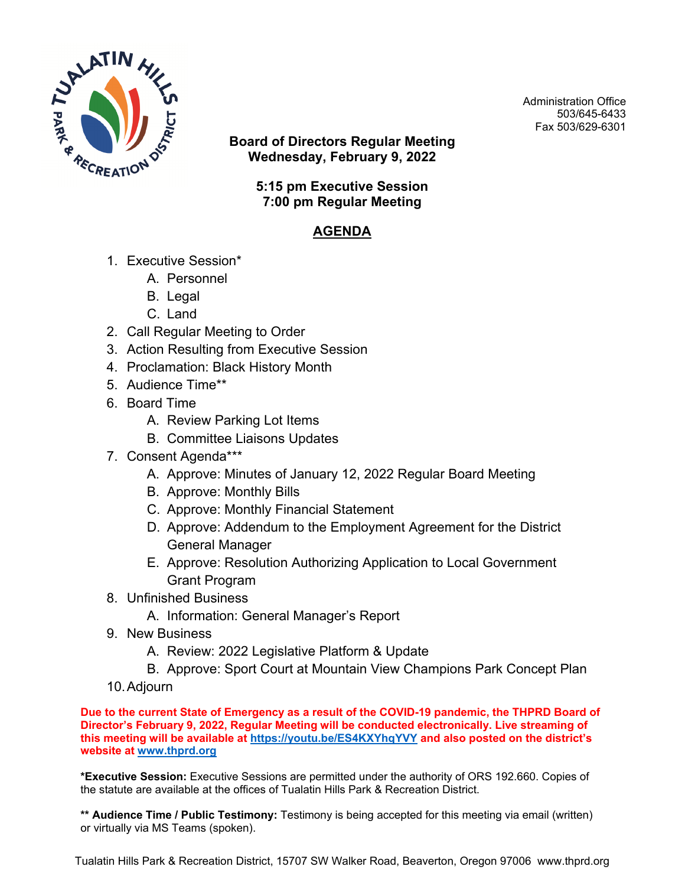Administration Office
503/645-6433
Fax 503/629-6301

**Board of Directors Regular Meeting**
**Wednesday, February 9, 2022**

**5:15 pm Executive Session**
**7:00 pm Regular Meeting**

## AGENDA

1. Executive Session*
   - A. Personnel
   - B. Legal
   - C. Land
2. Call Regular Meeting to Order
3. Action Resulting from Executive Session
4. Proclamation: Black History Month
5. Audience Time**
6. Board Time
   - A. Review Parking Lot Items
   - B. Committee Liaisons Updates
7. Consent Agenda***
   - A. Approve: Minutes of January 12, 2022 Regular Board Meeting
   - B. Approve: Monthly Bills
   - C. Approve: Monthly Financial Statement
   - D. Approve: Addendum to the Employment Agreement for the District General Manager
   - E. Approve: Resolution Authorizing Application to Local Government Grant Program
8. Unfinished Business
   - A. Information: General Manager's Report
9. New Business
   - A. Review: 2022 Legislative Platform & Update
   - B. Approve: Sport Court at Mountain View Champions Park Concept Plan
10. Adjourn

**Due to the current State of Emergency as a result of the COVID-19 pandemic, the THPRD Board of Director's February 9, 2022, Regular Meeting will be conducted electronically. Live streaming of this meeting will be available at [https://youtu.be/ES4KXYhqYVY](https://youtu.be/ES4KXYhqYVY) and also posted on the district's website at [www.thprd.org](http://www.thprd.org)**

**\*Executive Session:** Executive Sessions are permitted under the authority of ORS 192.660. Copies of the statute are available at the offices of Tualatin Hills Park & Recreation District.

**\*\* Audience Time / Public Testimony:** Testimony is being accepted for this meeting via email (written) or virtually via MS Teams (spoken).

Tualatin Hills Park & Recreation District, 15707 SW Walker Road, Beaverton, Oregon 97006 www.thprd.org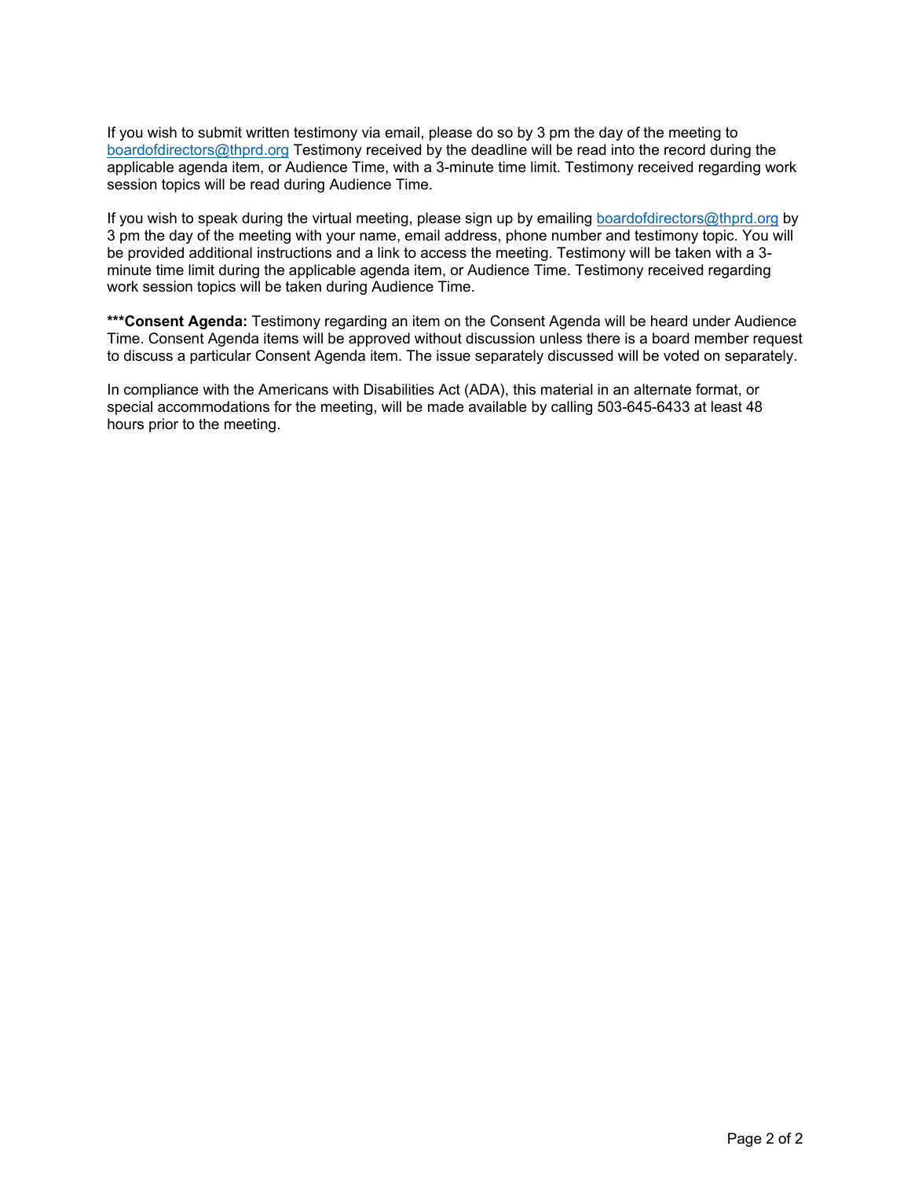If you wish to submit written testimony via email, please do so by 3 pm the day of the meeting to boardofdirectors@thprd.org Testimony received by the deadline will be read into the record during the applicable agenda item, or Audience Time, with a 3-minute time limit. Testimony received regarding work session topics will be read during Audience Time.

If you wish to speak during the virtual meeting, please sign up by emailing boardofdirectors@thprd.org by 3 pm the day of the meeting with your name, email address, phone number and testimony topic. You will be provided additional instructions and a link to access the meeting. Testimony will be taken with a 3-minute time limit during the applicable agenda item, or Audience Time. Testimony received regarding work session topics will be taken during Audience Time.

**\*\*\*Consent Agenda:** Testimony regarding an item on the Consent Agenda will be heard under Audience Time. Consent Agenda items will be approved without discussion unless there is a board member request to discuss a particular Consent Agenda item. The issue separately discussed will be voted on separately.

In compliance with the Americans with Disabilities Act (ADA), this material in an alternate format, or special accommodations for the meeting, will be made available by calling 503-645-6433 at least 48 hours prior to the meeting.